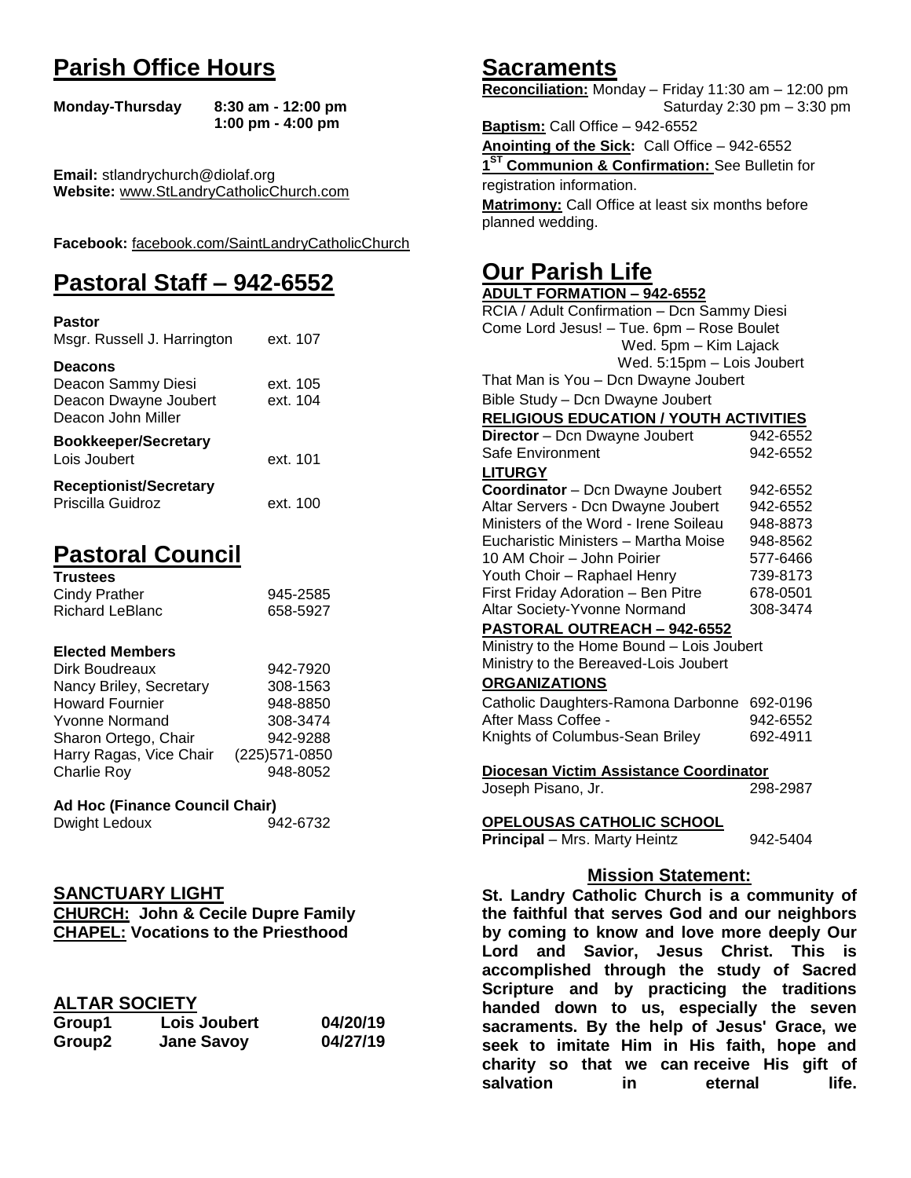# Parish Office Hours

**Monday-Thursday 8:30 am - 12:00 pm**
**1:00 pm - 4:00 pm**

**Email:** stlandrychurch@diolaf.org
**Website:** www.StLandryCatholicChurch.com

**Facebook:** facebook.com/SaintLandryCatholicChurch

# Pastoral Staff – 942-6552

**Pastor**

| | |
|---|---|
| Msgr. Russell J. Harrington | ext. 107 |

**Deacons**

| | |
|---|---|
| Deacon Sammy Diesi | ext. 105 |
| Deacon Dwayne Joubert | ext. 104 |
| Deacon John Miller | |

**Bookkeeper/Secretary**

| | |
|---|---|
| Lois Joubert | ext. 101 |

**Receptionist/Secretary**

| | |
|---|---|
| Priscilla Guidroz | ext. 100 |

# Pastoral Council

**Trustees**

| | |
|---|---|
| Cindy Prather | 945-2585 |
| Richard LeBlanc | 658-5927 |

**Elected Members**

| | |
|---|---|
| Dirk Boudreaux | 942-7920 |
| Nancy Briley, Secretary | 308-1563 |
| Howard Fournier | 948-8850 |
| Yvonne Normand | 308-3474 |
| Sharon Ortego, Chair | 942-9288 |
| Harry Ragas, Vice Chair | (225)571-0850 |
| Charlie Roy | 948-8052 |

**Ad Hoc (Finance Council Chair)**

| | |
|---|---|
| Dwight Ledoux | 942-6732 |

## SANCTUARY LIGHT

**CHURCH: John & Cecile Dupre Family**
**CHAPEL: Vocations to the Priesthood**

## ALTAR SOCIETY

| | | |
|---|---|---|
| **Group1** | **Lois Joubert** | **04/20/19** |
| **Group2** | **Jane Savoy** | **04/27/19** |

# Sacraments

**Reconciliation:** Monday – Friday 11:30 am – 12:00 pm
Saturday 2:30 pm – 3:30 pm

**Baptism:** Call Office – 942-6552

**Anointing of the Sick:** Call Office – 942-6552

**1st Communion & Confirmation:** See Bulletin for registration information.

**Matrimony:** Call Office at least six months before planned wedding.

# Our Parish Life

**ADULT FORMATION – 942-6552**

RCIA / Adult Confirmation – Dcn Sammy Diesi
Come Lord Jesus! – Tue. 6pm – Rose Boulet
Wed. 5pm – Kim Lajack
Wed. 5:15pm – Lois Joubert
That Man is You – Dcn Dwayne Joubert
Bible Study – Dcn Dwayne Joubert

**RELIGIOUS EDUCATION / YOUTH ACTIVITIES**

| | |
|---|---|
| **Director** – Dcn Dwayne Joubert | 942-6552 |
| Safe Environment | 942-6552 |

**LITURGY**

| | |
|---|---|
| **Coordinator** – Dcn Dwayne Joubert | 942-6552 |
| Altar Servers - Dcn Dwayne Joubert | 942-6552 |
| Ministers of the Word - Irene Soileau | 948-8873 |
| Eucharistic Ministers – Martha Moise | 948-8562 |
| 10 AM Choir – John Poirier | 577-6466 |
| Youth Choir – Raphael Henry | 739-8173 |
| First Friday Adoration – Ben Pitre | 678-0501 |
| Altar Society-Yvonne Normand | 308-3474 |

**PASTORAL OUTREACH – 942-6552**

Ministry to the Home Bound – Lois Joubert
Ministry to the Bereaved-Lois Joubert

**ORGANIZATIONS**

| | |
|---|---|
| Catholic Daughters-Ramona Darbonne | 692-0196 |
| After Mass Coffee - | 942-6552 |
| Knights of Columbus-Sean Briley | 692-4911 |

**Diocesan Victim Assistance Coordinator**

| | |
|---|---|
| Joseph Pisano, Jr. | 298-2987 |

**OPELOUSAS CATHOLIC SCHOOL**

| | |
|---|---|
| **Principal** – Mrs. Marty Heintz | 942-5404 |

## Mission Statement:

**St. Landry Catholic Church is a community of the faithful that serves God and our neighbors by coming to know and love more deeply Our Lord and Savior, Jesus Christ. This is accomplished through the study of Sacred Scripture and by practicing the traditions handed down to us, especially the seven sacraments. By the help of Jesus' Grace, we seek to imitate Him in His faith, hope and charity so that we can receive His gift of salvation in eternal life.**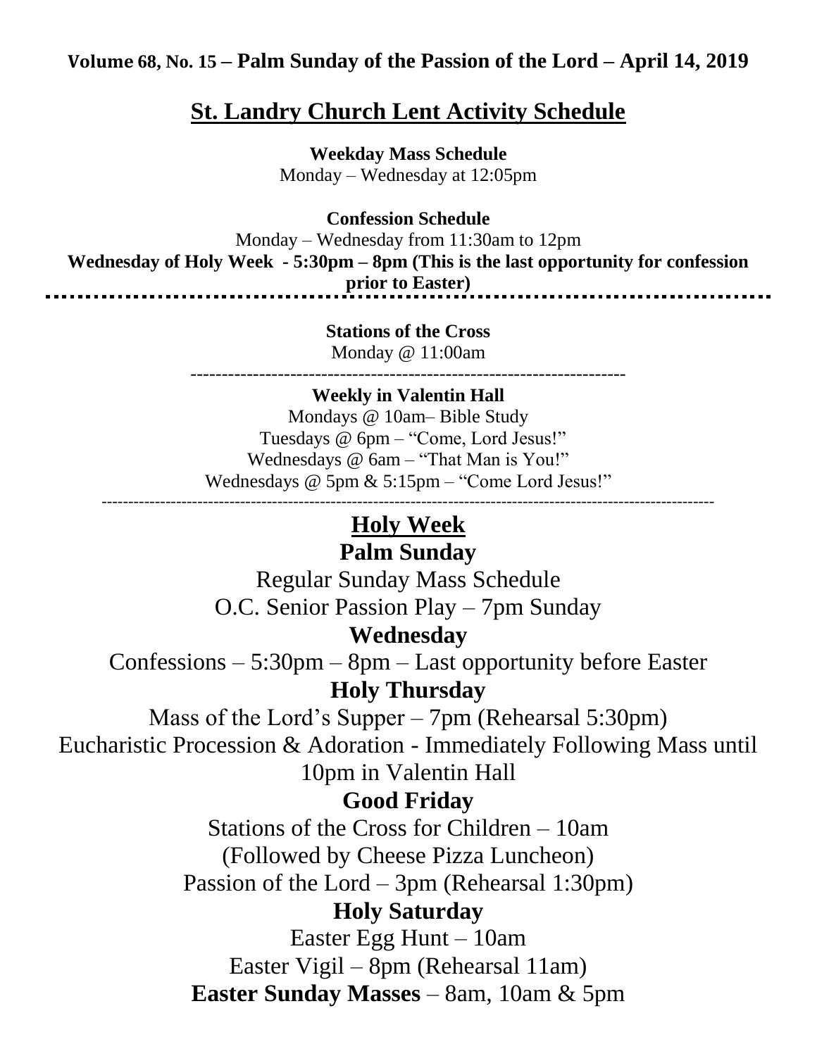**Volume 68, No. 15 – Palm Sunday of the Passion of the Lord – April 14, 2019**

# St. Landry Church Lent Activity Schedule

**Weekday Mass Schedule**
Monday – Wednesday at 12:05pm

**Confession Schedule**
Monday – Wednesday from 11:30am to 12pm
**Wednesday of Holy Week - 5:30pm – 8pm (This is the last opportunity for confession prior to Easter)**

---

**Stations of the Cross**
Monday @ 11:00am

---

**Weekly in Valentin Hall**
Mondays @ 10am– Bible Study
Tuesdays @ 6pm – "Come, Lord Jesus!"
Wednesdays @ 6am – "That Man is You!"
Wednesdays @ 5pm & 5:15pm – "Come Lord Jesus!"

---

## Holy Week

### Palm Sunday

Regular Sunday Mass Schedule
O.C. Senior Passion Play – 7pm Sunday

### Wednesday

Confessions – 5:30pm – 8pm – Last opportunity before Easter

### Holy Thursday

Mass of the Lord's Supper – 7pm (Rehearsal 5:30pm)
Eucharistic Procession & Adoration - Immediately Following Mass until 10pm in Valentin Hall

### Good Friday

Stations of the Cross for Children – 10am
(Followed by Cheese Pizza Luncheon)
Passion of the Lord – 3pm (Rehearsal 1:30pm)

### Holy Saturday

Easter Egg Hunt – 10am
Easter Vigil – 8pm (Rehearsal 11am)

**Easter Sunday Masses** – 8am, 10am & 5pm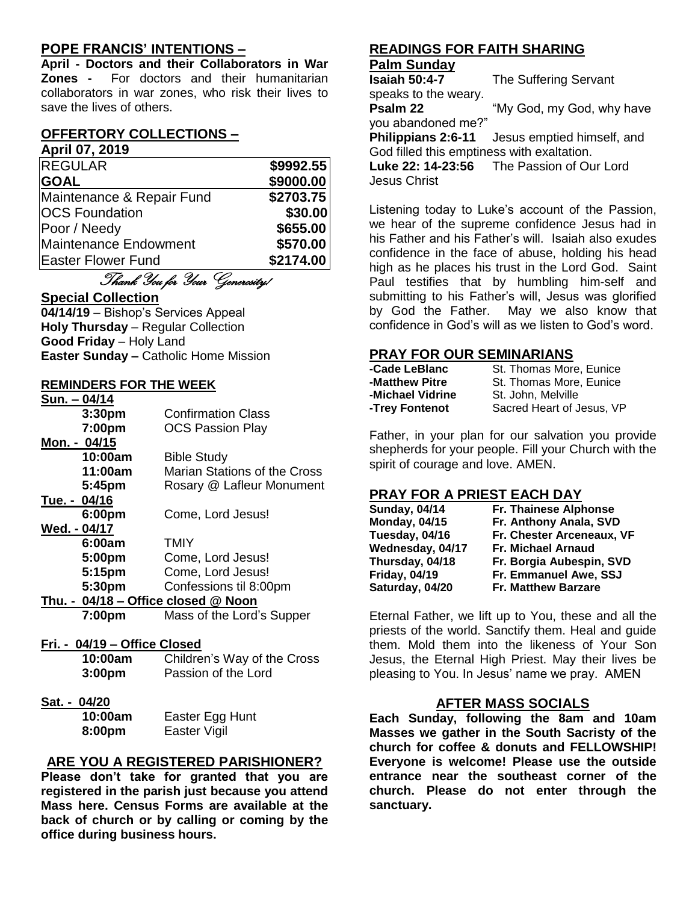## POPE FRANCIS' INTENTIONS –

**April - Doctors and their Collaborators in War Zones -** For doctors and their humanitarian collaborators in war zones, who risk their lives to save the lives of others.

## OFFERTORY COLLECTIONS –

**April 07, 2019**

| | |
|---|---|
| REGULAR | **$9992.55** |
| **GOAL** | **$9000.00** |
| Maintenance & Repair Fund | **$2703.75** |
| OCS Foundation | **$30.00** |
| Poor / Needy | **$655.00** |
| Maintenance Endowment | **$570.00** |
| Easter Flower Fund | **$2174.00** |

*Thank You for Your Generosity!*

**Special Collection**

**04/14/19** – Bishop's Services Appeal
**Holy Thursday** – Regular Collection
**Good Friday** – Holy Land
**Easter Sunday –** Catholic Home Mission

## REMINDERS FOR THE WEEK

**Sun. – 04/14**
- **3:30pm** Confirmation Class
- **7:00pm** OCS Passion Play

**Mon. - 04/15**
- **10:00am** Bible Study
- **11:00am** Marian Stations of the Cross
- **5:45pm** Rosary @ Lafleur Monument

**Tue. - 04/16**
- **6:00pm** Come, Lord Jesus!

**Wed. - 04/17**
- **6:00am** TMIY
- **5:00pm** Come, Lord Jesus!
- **5:15pm** Come, Lord Jesus!
- **5:30pm** Confessions til 8:00pm

**Thu. - 04/18 – Office closed @ Noon**
- **7:00pm** Mass of the Lord's Supper

**Fri. - 04/19 – Office Closed**
- **10:00am** Children's Way of the Cross
- **3:00pm** Passion of the Lord

**Sat. - 04/20**
- **10:00am** Easter Egg Hunt
- **8:00pm** Easter Vigil

## ARE YOU A REGISTERED PARISHIONER?

**Please don't take for granted that you are registered in the parish just because you attend Mass here. Census Forms are available at the back of church or by calling or coming by the office during business hours.**

## READINGS FOR FAITH SHARING

**Palm Sunday**

**Isaiah 50:4-7** The Suffering Servant speaks to the weary.
**Psalm 22** "My God, my God, why have you abandoned me?"
**Philippians 2:6-11** Jesus emptied himself, and God filled this emptiness with exaltation.
**Luke 22: 14-23:56** The Passion of Our Lord Jesus Christ

Listening today to Luke's account of the Passion, we hear of the supreme confidence Jesus had in his Father and his Father's will. Isaiah also exudes confidence in the face of abuse, holding his head high as he places his trust in the Lord God. Saint Paul testifies that by humbling him-self and submitting to his Father's will, Jesus was glorified by God the Father. May we also know that confidence in God's will as we listen to God's word.

## PRAY FOR OUR SEMINARIANS

| | |
|---|---|
| **-Cade LeBlanc** | St. Thomas More, Eunice |
| **-Matthew Pitre** | St. Thomas More, Eunice |
| **-Michael Vidrine** | St. John, Melville |
| **-Trey Fontenot** | Sacred Heart of Jesus, VP |

Father, in your plan for our salvation you provide shepherds for your people. Fill your Church with the spirit of courage and love. AMEN.

## PRAY FOR A PRIEST EACH DAY

| | |
|---|---|
| **Sunday, 04/14** | **Fr. Thainese Alphonse** |
| **Monday, 04/15** | **Fr. Anthony Anala, SVD** |
| **Tuesday, 04/16** | **Fr. Chester Arceneaux, VF** |
| **Wednesday, 04/17** | **Fr. Michael Arnaud** |
| **Thursday, 04/18** | **Fr. Borgia Aubespin, SVD** |
| **Friday, 04/19** | **Fr. Emmanuel Awe, SSJ** |
| **Saturday, 04/20** | **Fr. Matthew Barzare** |

Eternal Father, we lift up to You, these and all the priests of the world. Sanctify them. Heal and guide them. Mold them into the likeness of Your Son Jesus, the Eternal High Priest. May their lives be pleasing to You. In Jesus' name we pray. AMEN

## AFTER MASS SOCIALS

**Each Sunday, following the 8am and 10am Masses we gather in the South Sacristy of the church for coffee & donuts and FELLOWSHIP! Everyone is welcome! Please use the outside entrance near the southeast corner of the church. Please do not enter through the sanctuary.**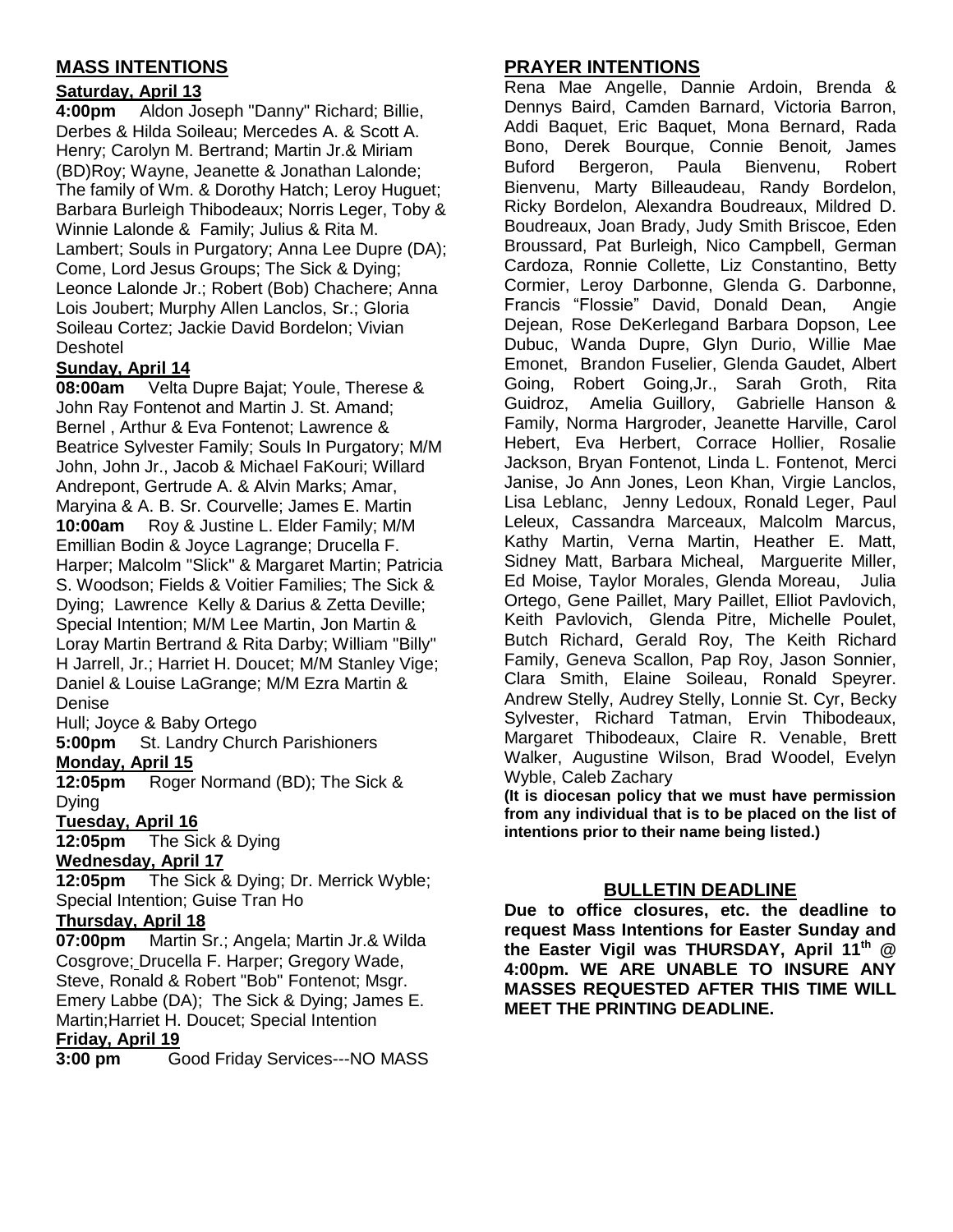## MASS INTENTIONS

**Saturday, April 13**

**4:00pm** Aldon Joseph "Danny" Richard; Billie, Derbes & Hilda Soileau; Mercedes A. & Scott A. Henry; Carolyn M. Bertrand; Martin Jr.& Miriam (BD)Roy; Wayne, Jeanette & Jonathan Lalonde; The family of Wm. & Dorothy Hatch; Leroy Huguet; Barbara Burleigh Thibodeaux; Norris Leger, Toby & Winnie Lalonde & Family; Julius & Rita M. Lambert; Souls in Purgatory; Anna Lee Dupre (DA); Come, Lord Jesus Groups; The Sick & Dying; Leonce Lalonde Jr.; Robert (Bob) Chachere; Anna Lois Joubert; Murphy Allen Lanclos, Sr.; Gloria Soileau Cortez; Jackie David Bordelon; Vivian Deshotel

**Sunday, April 14**

**08:00am** Velta Dupre Bajat; Youle, Therese & John Ray Fontenot and Martin J. St. Amand; Bernel , Arthur & Eva Fontenot; Lawrence & Beatrice Sylvester Family; Souls In Purgatory; M/M John, John Jr., Jacob & Michael FaKouri; Willard Andrepont, Gertrude A. & Alvin Marks; Amar, Maryina & A. B. Sr. Courvelle; James E. Martin

**10:00am** Roy & Justine L. Elder Family; M/M Emillian Bodin & Joyce Lagrange; Drucella F. Harper; Malcolm "Slick" & Margaret Martin; Patricia S. Woodson; Fields & Voitier Families; The Sick & Dying; Lawrence Kelly & Darius & Zetta Deville; Special Intention; M/M Lee Martin, Jon Martin & Loray Martin Bertrand & Rita Darby; William "Billy" H Jarrell, Jr.; Harriet H. Doucet; M/M Stanley Vige; Daniel & Louise LaGrange; M/M Ezra Martin & Denise Hull; Joyce & Baby Ortego

**5:00pm** St. Landry Church Parishioners

**Monday, April 15**

**12:05pm** Roger Normand (BD); The Sick & Dying

**Tuesday, April 16**

**12:05pm** The Sick & Dying

**Wednesday, April 17**

**12:05pm** The Sick & Dying; Dr. Merrick Wyble; Special Intention; Guise Tran Ho

**Thursday, April 18**

**07:00pm** Martin Sr.; Angela; Martin Jr.& Wilda Cosgrove; Drucella F. Harper; Gregory Wade, Steve, Ronald & Robert "Bob" Fontenot; Msgr. Emery Labbe (DA); The Sick & Dying; James E. Martin;Harriet H. Doucet; Special Intention

**Friday, April 19**

**3:00 pm** Good Friday Services---NO MASS

## PRAYER INTENTIONS

Rena Mae Angelle, Dannie Ardoin, Brenda & Dennys Baird, Camden Barnard, Victoria Barron, Addi Baquet, Eric Baquet, Mona Bernard, Rada Bono, Derek Bourque, Connie Benoit, James Buford Bergeron, Paula Bienvenu, Robert Bienvenu, Marty Billeaudeau, Randy Bordelon, Ricky Bordelon, Alexandra Boudreaux, Mildred D. Boudreaux, Joan Brady, Judy Smith Briscoe, Eden Broussard, Pat Burleigh, Nico Campbell, German Cardoza, Ronnie Collette, Liz Constantino, Betty Cormier, Leroy Darbonne, Glenda G. Darbonne, Francis "Flossie" David, Donald Dean, Angie Dejean, Rose DeKerlegand Barbara Dopson, Lee Dubuc, Wanda Dupre, Glyn Durio, Willie Mae Emonet, Brandon Fuselier, Glenda Gaudet, Albert Going, Robert Going,Jr., Sarah Groth, Rita Guidroz, Amelia Guillory, Gabrielle Hanson & Family, Norma Hargroder, Jeanette Harville, Carol Hebert, Eva Herbert, Corrace Hollier, Rosalie Jackson, Bryan Fontenot, Linda L. Fontenot, Merci Janise, Jo Ann Jones, Leon Khan, Virgie Lanclos, Lisa Leblanc, Jenny Ledoux, Ronald Leger, Paul Leleux, Cassandra Marceaux, Malcolm Marcus, Kathy Martin, Verna Martin, Heather E. Matt, Sidney Matt, Barbara Micheal, Marguerite Miller, Ed Moise, Taylor Morales, Glenda Moreau, Julia Ortego, Gene Paillet, Mary Paillet, Elliot Pavlovich, Keith Pavlovich, Glenda Pitre, Michelle Poulet, Butch Richard, Gerald Roy, The Keith Richard Family, Geneva Scallon, Pap Roy, Jason Sonnier, Clara Smith, Elaine Soileau, Ronald Speyrer. Andrew Stelly, Audrey Stelly, Lonnie St. Cyr, Becky Sylvester, Richard Tatman, Ervin Thibodeaux, Margaret Thibodeaux, Claire R. Venable, Brett Walker, Augustine Wilson, Brad Woodel, Evelyn Wyble, Caleb Zachary

**(It is diocesan policy that we must have permission from any individual that is to be placed on the list of intentions prior to their name being listed.)**

## BULLETIN DEADLINE

**Due to office closures, etc. the deadline to request Mass Intentions for Easter Sunday and the Easter Vigil was THURSDAY, April 11th @ 4:00pm. WE ARE UNABLE TO INSURE ANY MASSES REQUESTED AFTER THIS TIME WILL MEET THE PRINTING DEADLINE.**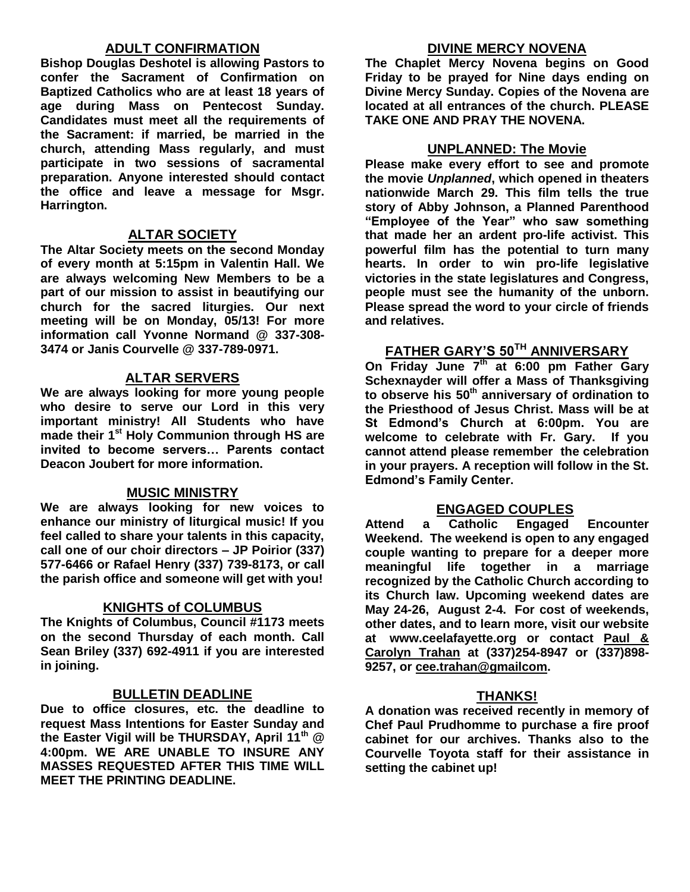## ADULT CONFIRMATION

**Bishop Douglas Deshotel is allowing Pastors to confer the Sacrament of Confirmation on Baptized Catholics who are at least 18 years of age during Mass on Pentecost Sunday. Candidates must meet all the requirements of the Sacrament: if married, be married in the church, attending Mass regularly, and must participate in two sessions of sacramental preparation. Anyone interested should contact the office and leave a message for Msgr. Harrington.**

## ALTAR SOCIETY

**The Altar Society meets on the second Monday of every month at 5:15pm in Valentin Hall. We are always welcoming New Members to be a part of our mission to assist in beautifying our church for the sacred liturgies. Our next meeting will be on Monday, 05/13! For more information call Yvonne Normand @ 337-308-3474 or Janis Courvelle @ 337-789-0971.**

## ALTAR SERVERS

**We are always looking for more young people who desire to serve our Lord in this very important ministry! All Students who have made their 1st Holy Communion through HS are invited to become servers… Parents contact Deacon Joubert for more information.**

## MUSIC MINISTRY

**We are always looking for new voices to enhance our ministry of liturgical music! If you feel called to share your talents in this capacity, call one of our choir directors – JP Poirior (337) 577-6466 or Rafael Henry (337) 739-8173, or call the parish office and someone will get with you!**

## KNIGHTS of COLUMBUS

**The Knights of Columbus, Council #1173 meets on the second Thursday of each month. Call Sean Briley (337) 692-4911 if you are interested in joining.**

## BULLETIN DEADLINE

**Due to office closures, etc. the deadline to request Mass Intentions for Easter Sunday and the Easter Vigil will be THURSDAY, April 11th @ 4:00pm. WE ARE UNABLE TO INSURE ANY MASSES REQUESTED AFTER THIS TIME WILL MEET THE PRINTING DEADLINE.**

## DIVINE MERCY NOVENA

**The Chaplet Mercy Novena begins on Good Friday to be prayed for Nine days ending on Divine Mercy Sunday. Copies of the Novena are located at all entrances of the church. PLEASE TAKE ONE AND PRAY THE NOVENA.**

## UNPLANNED: The Movie

**Please make every effort to see and promote the movie *Unplanned*, which opened in theaters nationwide March 29. This film tells the true story of Abby Johnson, a Planned Parenthood "Employee of the Year" who saw something that made her an ardent pro-life activist. This powerful film has the potential to turn many hearts. In order to win pro-life legislative victories in the state legislatures and Congress, people must see the humanity of the unborn. Please spread the word to your circle of friends and relatives.**

## FATHER GARY'S 50TH ANNIVERSARY

**On Friday June 7th at 6:00 pm Father Gary Schexnayder will offer a Mass of Thanksgiving to observe his 50th anniversary of ordination to the Priesthood of Jesus Christ. Mass will be at St Edmond's Church at 6:00pm. You are welcome to celebrate with Fr. Gary. If you cannot attend please remember the celebration in your prayers. A reception will follow in the St. Edmond's Family Center.**

## ENGAGED COUPLES

**Attend a Catholic Engaged Encounter Weekend. The weekend is open to any engaged couple wanting to prepare for a deeper more meaningful life together in a marriage recognized by the Catholic Church according to its Church law. Upcoming weekend dates are May 24-26, August 2-4. For cost of weekends, other dates, and to learn more, visit our website at www.ceelafayette.org or contact Paul & Carolyn Trahan at (337)254-8947 or (337)898-9257, or cee.trahan@gmailcom.**

## THANKS!

**A donation was received recently in memory of Chef Paul Prudhomme to purchase a fire proof cabinet for our archives. Thanks also to the Courvelle Toyota staff for their assistance in setting the cabinet up!**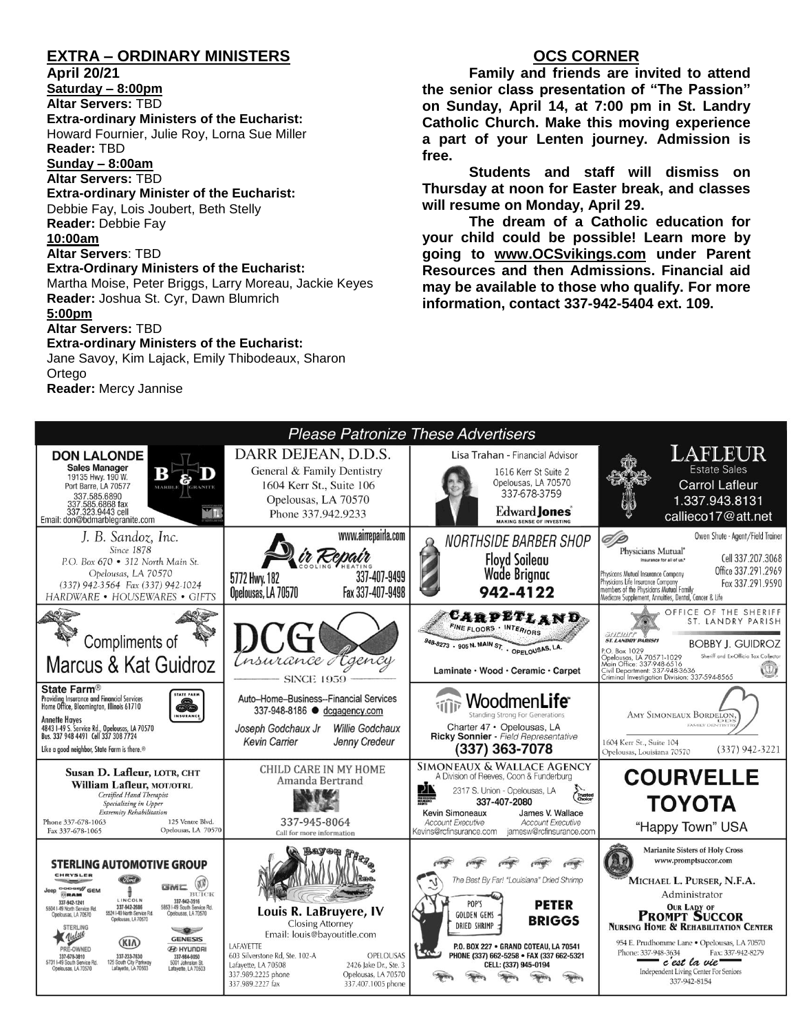## EXTRA – ORDINARY MINISTERS

**April 20/21**

**Saturday – 8:00pm**

**Altar Servers:** TBD

**Extra-ordinary Ministers of the Eucharist:**
Howard Fournier, Julie Roy, Lorna Sue Miller

**Reader:** TBD

**Sunday – 8:00am**

**Altar Servers:** TBD

**Extra-ordinary Minister of the Eucharist:**
Debbie Fay, Lois Joubert, Beth Stelly

**Reader:** Debbie Fay

**10:00am**

**Altar Servers**: TBD

**Extra-Ordinary Ministers of the Eucharist:**
Martha Moise, Peter Briggs, Larry Moreau, Jackie Keyes

**Reader:** Joshua St. Cyr, Dawn Blumrich

**5:00pm**

**Altar Servers:** TBD

**Extra-ordinary Ministers of the Eucharist:**
Jane Savoy, Kim Lajack, Emily Thibodeaux, Sharon Ortego

**Reader:** Mercy Jannise

## OCS CORNER

**Family and friends are invited to attend the senior class presentation of "The Passion" on Sunday, April 14, at 7:00 pm in St. Landry Catholic Church. Make this moving experience a part of your Lenten journey. Admission is free.**

**Students and staff will dismiss on Thursday at noon for Easter break, and classes will resume on Monday, April 29.**

**The dream of a Catholic education for your child could be possible! Learn more by going to www.OCSvikings.com under Parent Resources and then Admissions. Financial aid may be available to those who qualify. For more information, contact 337-942-5404 ext. 109.**

## Please Patronize These Advertisers

**DON LALONDE** – Sales Manager, B&D Marble Granite, 19135 Hwy. 190 W., Port Barre, LA 70577, 337.585.6890, 337.585.6868 fax, 337.323.9443 cell, Email: don@bdmarblegranite.com

**DARR DEJEAN, D.D.S.** – General & Family Dentistry, 1604 Kerr St., Suite 106, Opelousas, LA 70570, Phone 337.942.9233

**Lisa Trahan** - Financial Advisor, 1616 Kerr St Suite 2, Opelousas, LA 70570, 337-678-3759, Edward Jones – Making Sense of Investing

**LAFLEUR Estate Sales** – Carrol Lafleur, 1.337.943.8131, callieco17@att.net

**J. B. Sandoz, Inc.** – Since 1878, P.O. Box 670 • 312 North Main St., Opelousas, LA 70570, (337) 942-3564 Fax (337) 942-1024, HARDWARE • HOUSEWARES • GIFTS

**Air Repair** – Cooling • Heating, www.airrepairla.com, 5772 Hwy. 182, Opelousas, LA 70570, 337-407-9499, Fax 337-407-9498

**NORTHSIDE BARBER SHOP** – Floyd Soileau, Wade Brignac, 942-4122

**Physicians Mutual** – Insurance for all of us. Owen Shute - Agent/Field Trainer, Cell 337.207.3068, Office 337.291.2969, Fax 337.291.9590. Physicians Mutual Insurance Company, Physicians Life Insurance Company, members of the Physicians Mutual Family. Medicare Supplement, Annuities, Dental, Cancer & Life

**Compliments of Marcus & Kat Guidroz**

**DCG Insurance Agency** – Since 1959

**CARPETLAND** – Fine Floors • Interiors, 948-8273 • 905 N. Main St. • Opelousas, LA. Laminate • Wood • Ceramic • Carpet

**OFFICE OF THE SHERIFF ST. LANDRY PARISH** – BOBBY J. GUIDROZ, Sheriff and Ex-Officio Tax Collector, P.O. Box 1029, Opelousas, LA 70571-1029, Main Office: 337-948-6516, Civil Department: 337-948-3636, Criminal Investigation Division: 337-594-8565

**State Farm®** – Providing Insurance and Financial Services, Home Office, Bloomington, Illinois 61710. Annette Hayes, 4843 I-49 S. Service Rd., Opelousas, LA 70570, Bus. 337 948 4491 Cell 337 308 7724. Like a good neighbor, State Farm is there.®

Auto–Home–Business--Financial Services, 337-948-8186 ● dcgagency.com. Joseph Godchaux Jr, Willie Godchaux, Kevin Carrier, Jenny Credeur

**WoodmenLife** – Standing Strong For Generations, Charter 47 • Opelousas, LA, Ricky Sonnier - Field Representative, (337) 363-7078

**Amy Simoneaux Bordelon, DDS** – Family Dentistry, 1604 Kerr St., Suite 104, Opelousas, Louisiana 70570, (337) 942-3221

**Susan D. Lafleur, LOTR, CHT** / **William Lafleur, MOT/OTRL** – Certified Hand Therapist, Specializing in Upper Extremity Rehabilitation, Phone 337-678-1063, Fax 337-678-1065, 125 Ventre Blvd., Opelousas, LA 70570

**CHILD CARE IN MY HOME** – Amanda Bertrand, 337-945-8064, Call for more information

**SIMONEAUX & WALLACE AGENCY** – A Division of Reeves, Coon & Funderburg, 2317 S. Union - Opelousas, LA, 337-407-2080. Kevin Simoneaux, Account Executive, Kevins@rcfinsurance.com; James V. Wallace, Account Executive, jamesw@rcfinsurance.com

**COURVELLE TOYOTA** – "Happy Town" USA

**STERLING AUTOMOTIVE GROUP** – Chrysler, Jeep, Dodge, Ram, GEM: 337-942-1241, 5504 I-49 North Service Rd, Opelousas, LA 70570. Ford, Lincoln: 337-942-2686, 5524 I-49 North Service Rd, Opelousas, LA 70570. GMC, Buick: 337-942-3516, 5853 I-49 South Service Rd, Opelousas, LA 70570. Sterling Value Pre-Owned: 337-678-3810, 5731 I-49 South Service Rd, Opelousas, LA 70570. Kia: 337-233-7630, 125 South City Parkway, Lafayette, LA 70503. Genesis, Hyundai: 337-984-9850, 5001 Johnston St, Lafayette, LA 70503

**Bayou Title, Inc.** – Louis R. LaBruyere, IV, Closing Attorney, Email: louis@bayoutitle.com. Lafayette: 603 Silverstone Rd, Ste. 102-A, Lafayette, LA 70508, 337.989.2225 phone, 337.989.2227 fax. Opelousas: 2426 Jake Dr., Ste. 3, Opelousas, LA 70570, 337.407.1005 phone

**Pop's Golden Gems Dried Shrimp** – The Best By Far! "Louisiana" Dried Shrimp. PETER BRIGGS, P.O. Box 227 • Grand Coteau, LA 70541, Phone (337) 662-5258 • Fax (337) 662-5321, Cell: (337) 945-0194

**Marianite Sisters of Holy Cross** – www.promptsuccor.com. MICHAEL L. PURSER, N.F.A., Administrator, OUR LADY OF PROMPT SUCCOR NURSING HOME & REHABILITATION CENTER, 954 E. Prudhomme Lane • Opelousas, LA 70570, Phone: 337-948-3634, Fax: 337-942-8279. c'est la vie – Independent Living Center For Seniors, 337-942-8154